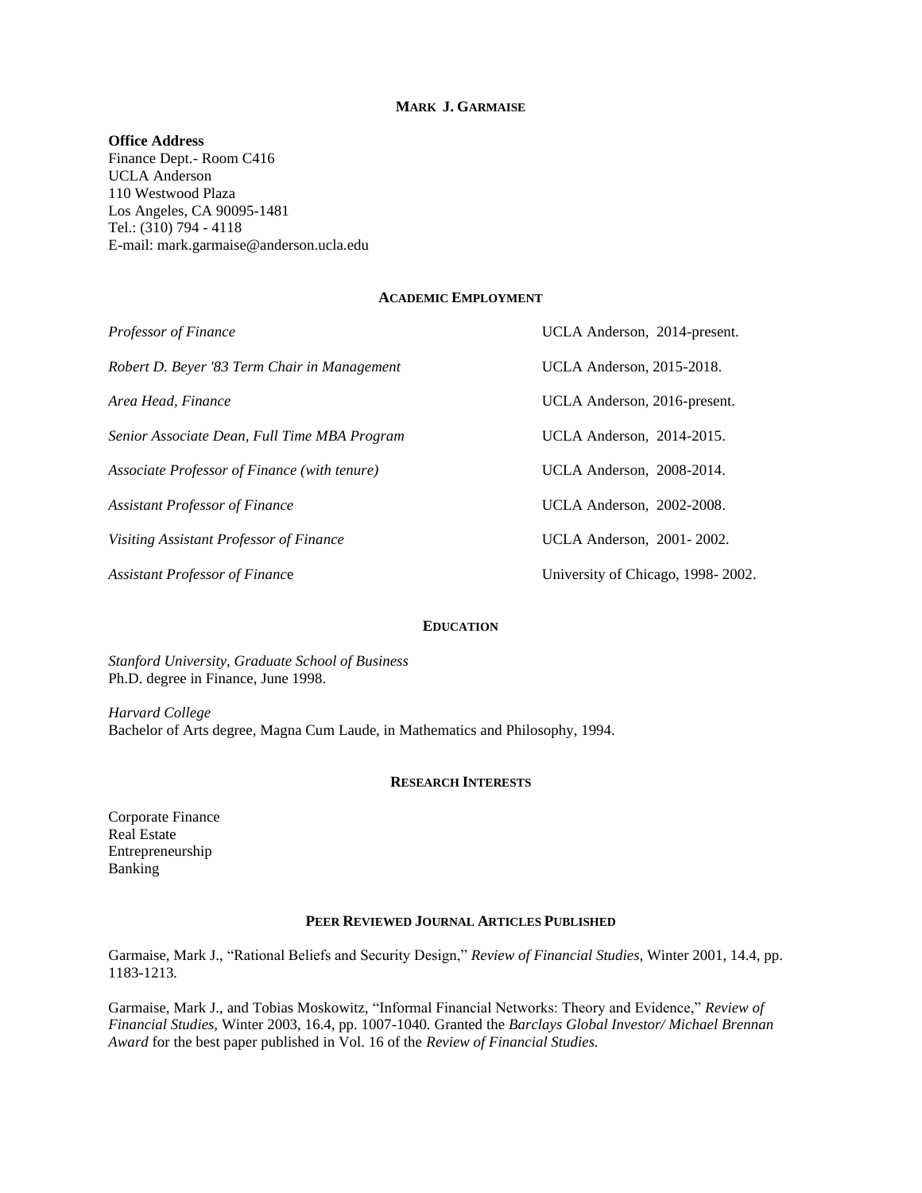# Mark J. Garmaise

**Office Address**
Finance Dept.- Room C416
UCLA Anderson
110 Westwood Plaza
Los Angeles, CA 90095-1481
Tel.: (310) 794 - 4118
E-mail: mark.garmaise@anderson.ucla.edu

## Academic Employment

| | |
|---|---|
| *Professor of Finance* | UCLA Anderson, 2014-present. |
| *Robert D. Beyer '83 Term Chair in Management* | UCLA Anderson, 2015-2018. |
| *Area Head, Finance* | UCLA Anderson, 2016-present. |
| *Senior Associate Dean, Full Time MBA Program* | UCLA Anderson, 2014-2015. |
| *Associate Professor of Finance (with tenure)* | UCLA Anderson, 2008-2014. |
| *Assistant Professor of Finance* | UCLA Anderson, 2002-2008. |
| *Visiting Assistant Professor of Finance* | UCLA Anderson, 2001- 2002. |
| *Assistant Professor of Finance* | University of Chicago, 1998- 2002. |

## Education

*Stanford University, Graduate School of Business*
Ph.D. degree in Finance, June 1998.

*Harvard College*
Bachelor of Arts degree, Magna Cum Laude, in Mathematics and Philosophy, 1994.

## Research Interests

Corporate Finance
Real Estate
Entrepreneurship
Banking

## Peer Reviewed Journal Articles Published

Garmaise, Mark J., "Rational Beliefs and Security Design," *Review of Financial Studies,* Winter 2001, 14.4, pp. 1183-1213.

Garmaise, Mark J., and Tobias Moskowitz, "Informal Financial Networks: Theory and Evidence," *Review of Financial Studies,* Winter 2003, 16.4, pp. 1007-1040. Granted the *Barclays Global Investor/ Michael Brennan Award* for the best paper published in Vol. 16 of the *Review of Financial Studies.*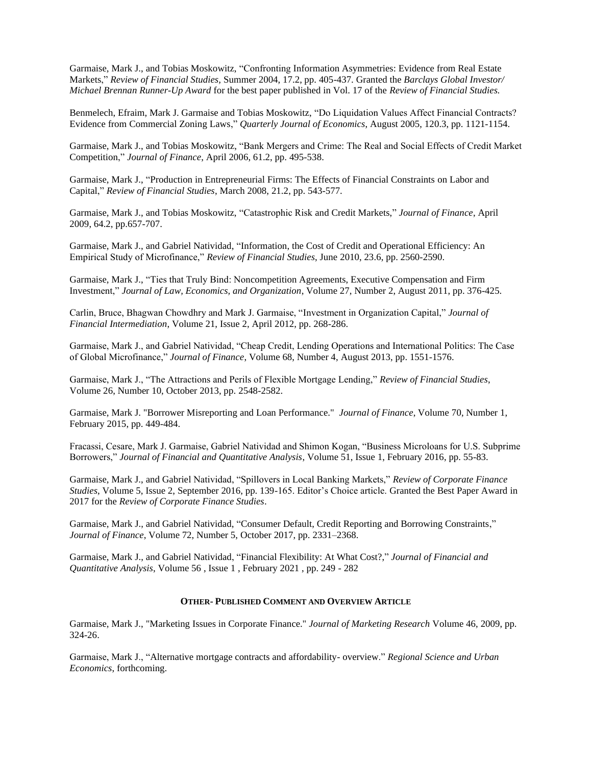Garmaise, Mark J., and Tobias Moskowitz, "Confronting Information Asymmetries: Evidence from Real Estate Markets," *Review of Financial Studies,* Summer 2004, 17.2, pp. 405-437. Granted the *Barclays Global Investor/ Michael Brennan Runner-Up Award* for the best paper published in Vol. 17 of the *Review of Financial Studies.*

Benmelech, Efraim, Mark J. Garmaise and Tobias Moskowitz, "Do Liquidation Values Affect Financial Contracts? Evidence from Commercial Zoning Laws," *Quarterly Journal of Economics*, August 2005, 120.3, pp. 1121-1154.

Garmaise, Mark J., and Tobias Moskowitz, "Bank Mergers and Crime: The Real and Social Effects of Credit Market Competition," *Journal of Finance*, April 2006, 61.2, pp. 495-538.

Garmaise, Mark J., "Production in Entrepreneurial Firms: The Effects of Financial Constraints on Labor and Capital," *Review of Financial Studies*, March 2008, 21.2, pp. 543-577.

Garmaise, Mark J., and Tobias Moskowitz, "Catastrophic Risk and Credit Markets," *Journal of Finance*, April 2009, 64.2, pp.657-707.

Garmaise, Mark J., and Gabriel Natividad, "Information, the Cost of Credit and Operational Efficiency: An Empirical Study of Microfinance," *Review of Financial Studies*, June 2010, 23.6, pp. 2560-2590.

Garmaise, Mark J., "Ties that Truly Bind: Noncompetition Agreements, Executive Compensation and Firm Investment," *Journal of Law, Economics, and Organization*, Volume 27, Number 2, August 2011, pp. 376-425.

Carlin, Bruce, Bhagwan Chowdhry and Mark J. Garmaise, "Investment in Organization Capital," *Journal of Financial Intermediation*, Volume 21, Issue 2, April 2012, pp. 268-286.

Garmaise, Mark J., and Gabriel Natividad, "Cheap Credit, Lending Operations and International Politics: The Case of Global Microfinance," *Journal of Finance*, Volume 68, Number 4, August 2013, pp. 1551-1576.

Garmaise, Mark J., "The Attractions and Perils of Flexible Mortgage Lending," *Review of Financial Studies*, Volume 26, Number 10, October 2013, pp. 2548-2582.

Garmaise, Mark J. "Borrower Misreporting and Loan Performance." *Journal of Finance*, Volume 70, Number 1, February 2015, pp. 449-484.

Fracassi, Cesare, Mark J. Garmaise, Gabriel Natividad and Shimon Kogan, "Business Microloans for U.S. Subprime Borrowers," *Journal of Financial and Quantitative Analysis*, Volume 51, Issue 1, February 2016, pp. 55-83.

Garmaise, Mark J., and Gabriel Natividad, "Spillovers in Local Banking Markets," *Review of Corporate Finance Studies*, Volume 5, Issue 2, September 2016, pp. 139-165. Editor's Choice article. Granted the Best Paper Award in 2017 for the *Review of Corporate Finance Studies*.

Garmaise, Mark J., and Gabriel Natividad, "Consumer Default, Credit Reporting and Borrowing Constraints," *Journal of Finance*, Volume 72, Number 5, October 2017, pp. 2331–2368.

Garmaise, Mark J., and Gabriel Natividad, "Financial Flexibility: At What Cost?," *Journal of Financial and Quantitative Analysis*, Volume 56 , Issue 1 , February 2021 , pp. 249 - 282

### OTHER- PUBLISHED COMMENT AND OVERVIEW ARTICLE

Garmaise, Mark J., "Marketing Issues in Corporate Finance." *Journal of Marketing Research* Volume 46, 2009, pp. 324-26.

Garmaise, Mark J., "Alternative mortgage contracts and affordability- overview." *Regional Science and Urban Economics*, forthcoming.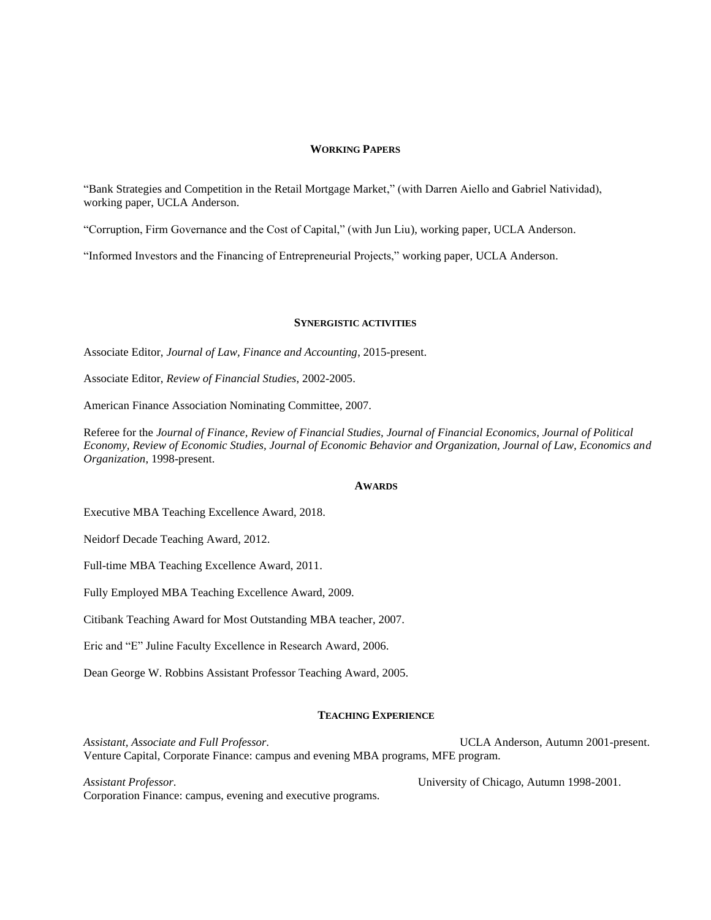## WORKING PAPERS

"Bank Strategies and Competition in the Retail Mortgage Market," (with Darren Aiello and Gabriel Natividad), working paper, UCLA Anderson.

"Corruption, Firm Governance and the Cost of Capital," (with Jun Liu), working paper, UCLA Anderson.

"Informed Investors and the Financing of Entrepreneurial Projects," working paper, UCLA Anderson.

## SYNERGISTIC ACTIVITIES

Associate Editor, *Journal of Law, Finance and Accounting*, 2015-present.

Associate Editor, *Review of Financial Studies*, 2002-2005.

American Finance Association Nominating Committee, 2007.

Referee for the *Journal of Finance, Review of Financial Studies, Journal of Financial Economics, Journal of Political Economy, Review of Economic Studies, Journal of Economic Behavior and Organization, Journal of Law, Economics and Organization*, 1998-present.

## AWARDS

Executive MBA Teaching Excellence Award, 2018.

Neidorf Decade Teaching Award, 2012.

Full-time MBA Teaching Excellence Award, 2011.

Fully Employed MBA Teaching Excellence Award, 2009.

Citibank Teaching Award for Most Outstanding MBA teacher, 2007.

Eric and "E" Juline Faculty Excellence in Research Award, 2006.

Dean George W. Robbins Assistant Professor Teaching Award, 2005.

## TEACHING EXPERIENCE

*Assistant, Associate and Full Professor*. UCLA Anderson, Autumn 2001-present.
Venture Capital, Corporate Finance: campus and evening MBA programs, MFE program.

*Assistant Professor*. University of Chicago, Autumn 1998-2001.
Corporation Finance: campus, evening and executive programs.